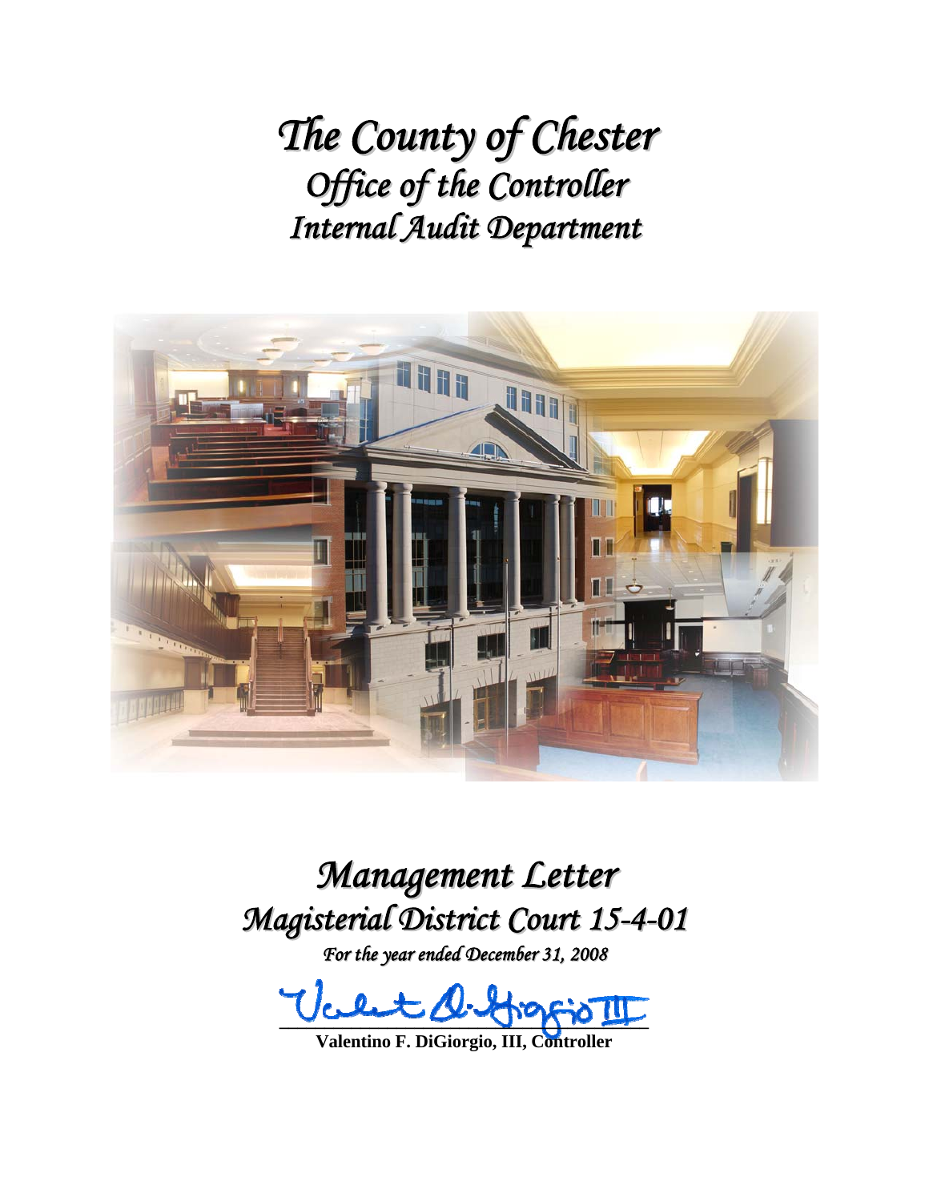# *The County of Chester*
## *Office of the Controller*
## *Internal Audit Department*

# *Management Letter*
# *Magisterial District Court 15-4-01*

*For the year ended December 31, 2008*

**Valentino F. DiGiorgio, III, Controller**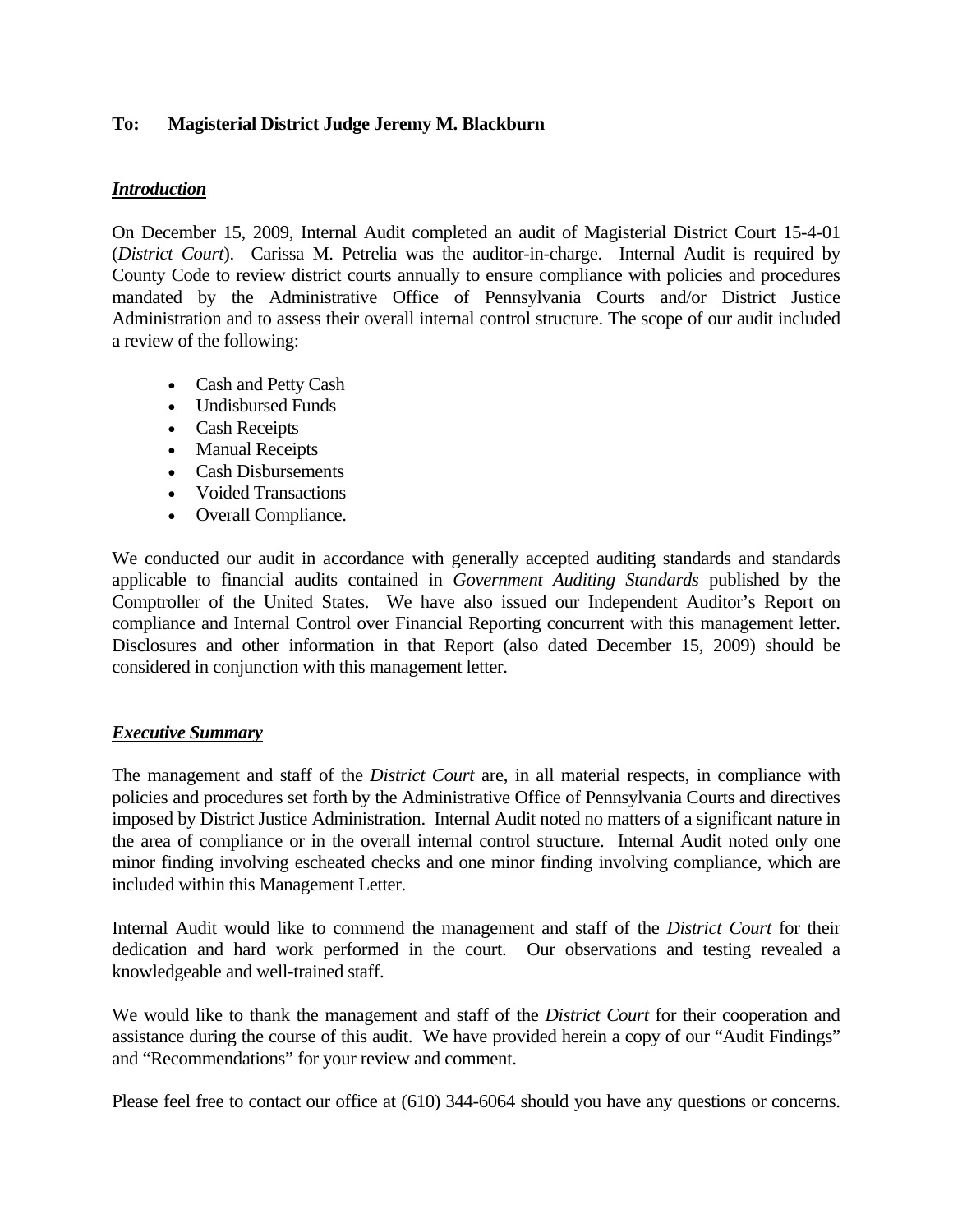**To: Magisterial District Judge Jeremy M. Blackburn**

***Introduction***

On December 15, 2009, Internal Audit completed an audit of Magisterial District Court 15-4-01 (*District Court*). Carissa M. Petrelia was the auditor-in-charge. Internal Audit is required by County Code to review district courts annually to ensure compliance with policies and procedures mandated by the Administrative Office of Pennsylvania Courts and/or District Justice Administration and to assess their overall internal control structure. The scope of our audit included a review of the following:

- Cash and Petty Cash
- Undisbursed Funds
- Cash Receipts
- Manual Receipts
- Cash Disbursements
- Voided Transactions
- Overall Compliance.

We conducted our audit in accordance with generally accepted auditing standards and standards applicable to financial audits contained in *Government Auditing Standards* published by the Comptroller of the United States. We have also issued our Independent Auditor's Report on compliance and Internal Control over Financial Reporting concurrent with this management letter. Disclosures and other information in that Report (also dated December 15, 2009) should be considered in conjunction with this management letter.

***Executive Summary***

The management and staff of the *District Court* are, in all material respects, in compliance with policies and procedures set forth by the Administrative Office of Pennsylvania Courts and directives imposed by District Justice Administration. Internal Audit noted no matters of a significant nature in the area of compliance or in the overall internal control structure. Internal Audit noted only one minor finding involving escheated checks and one minor finding involving compliance, which are included within this Management Letter.

Internal Audit would like to commend the management and staff of the *District Court* for their dedication and hard work performed in the court. Our observations and testing revealed a knowledgeable and well-trained staff.

We would like to thank the management and staff of the *District Court* for their cooperation and assistance during the course of this audit. We have provided herein a copy of our "Audit Findings" and "Recommendations" for your review and comment.

Please feel free to contact our office at (610) 344-6064 should you have any questions or concerns.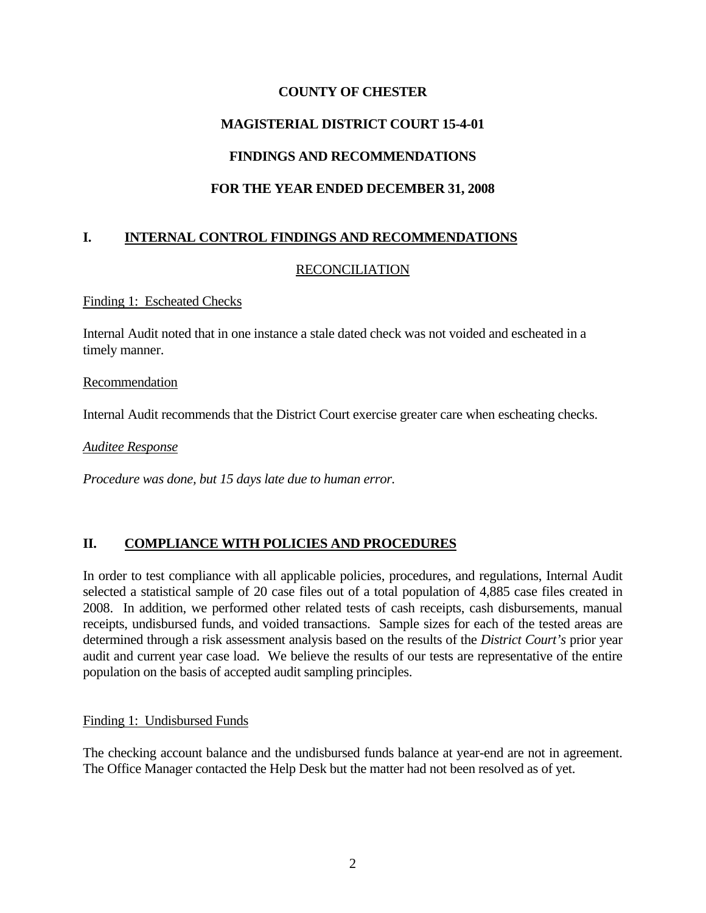# COUNTY OF CHESTER

# MAGISTERIAL DISTRICT COURT 15-4-01

# FINDINGS AND RECOMMENDATIONS

# FOR THE YEAR ENDED DECEMBER 31, 2008

## I. INTERNAL CONTROL FINDINGS AND RECOMMENDATIONS

### RECONCILIATION

Finding 1: Escheated Checks

Internal Audit noted that in one instance a stale dated check was not voided and escheated in a timely manner.

Recommendation

Internal Audit recommends that the District Court exercise greater care when escheating checks.

*Auditee Response*

*Procedure was done, but 15 days late due to human error.*

## II. COMPLIANCE WITH POLICIES AND PROCEDURES

In order to test compliance with all applicable policies, procedures, and regulations, Internal Audit selected a statistical sample of 20 case files out of a total population of 4,885 case files created in 2008. In addition, we performed other related tests of cash receipts, cash disbursements, manual receipts, undisbursed funds, and voided transactions. Sample sizes for each of the tested areas are determined through a risk assessment analysis based on the results of the *District Court's* prior year audit and current year case load. We believe the results of our tests are representative of the entire population on the basis of accepted audit sampling principles.

Finding 1: Undisbursed Funds

The checking account balance and the undisbursed funds balance at year-end are not in agreement. The Office Manager contacted the Help Desk but the matter had not been resolved as of yet.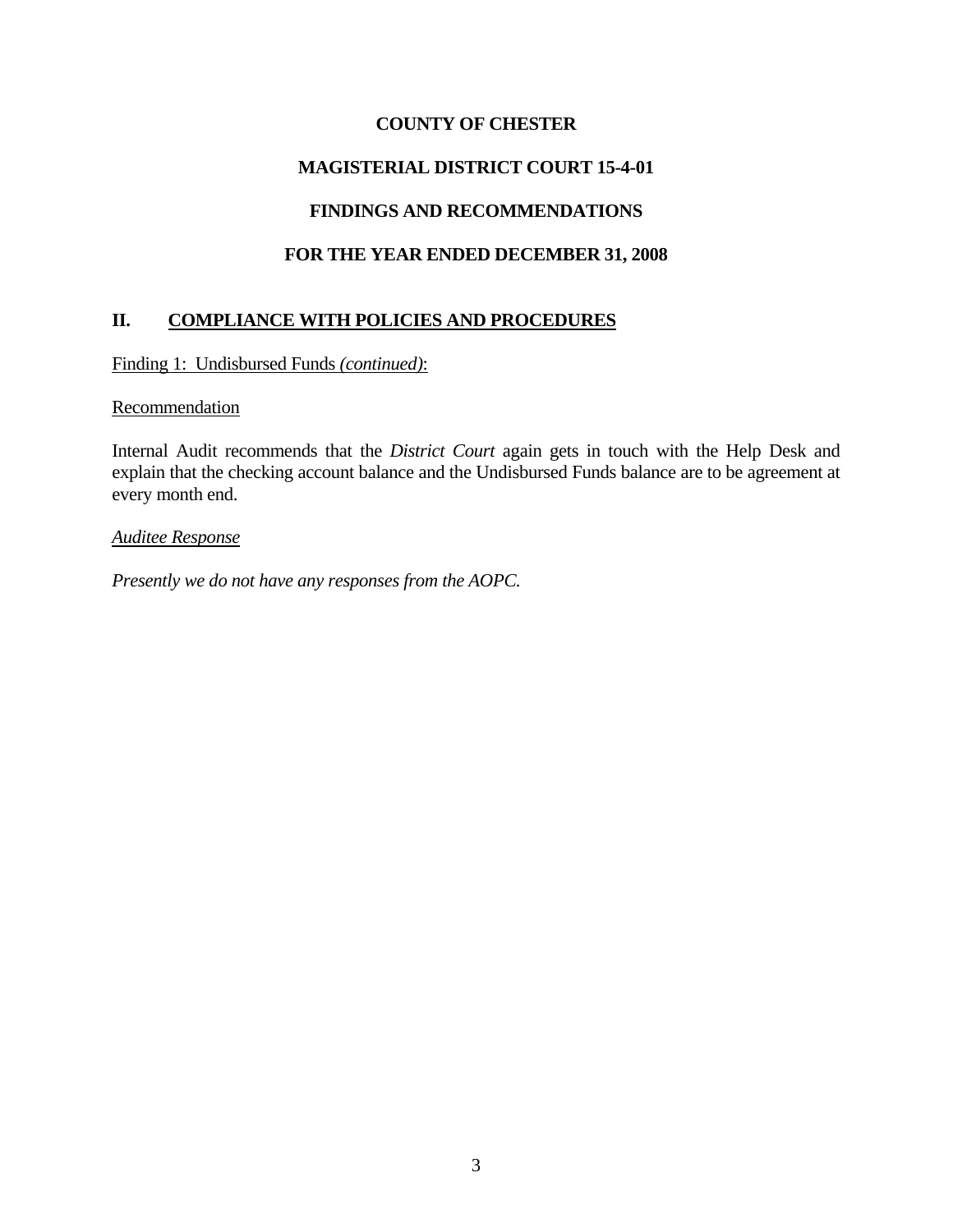**COUNTY OF CHESTER**

**MAGISTERIAL DISTRICT COURT 15-4-01**

**FINDINGS AND RECOMMENDATIONS**

**FOR THE YEAR ENDED DECEMBER 31, 2008**

## II. COMPLIANCE WITH POLICIES AND PROCEDURES

Finding 1: Undisbursed Funds *(continued)*:

Recommendation

Internal Audit recommends that the *District Court* again gets in touch with the Help Desk and explain that the checking account balance and the Undisbursed Funds balance are to be agreement at every month end.

*Auditee Response*

*Presently we do not have any responses from the AOPC.*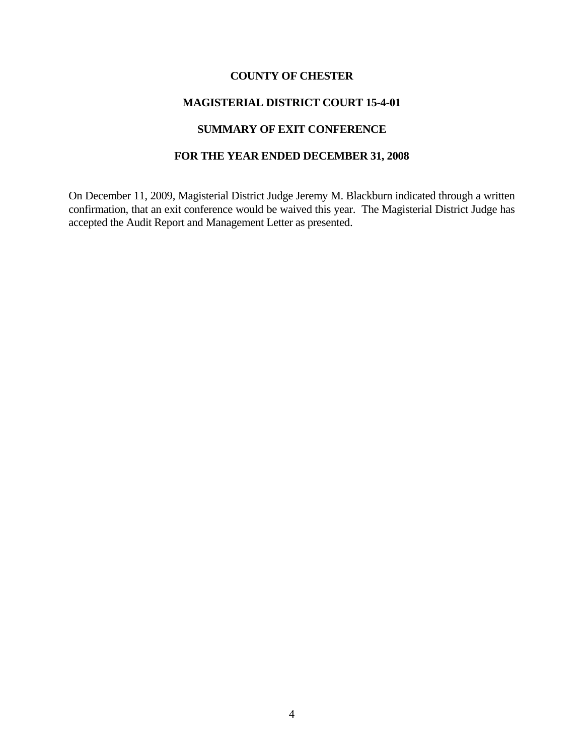**COUNTY OF CHESTER**

**MAGISTERIAL DISTRICT COURT 15-4-01**

**SUMMARY OF EXIT CONFERENCE**

**FOR THE YEAR ENDED DECEMBER 31, 2008**

On December 11, 2009, Magisterial District Judge Jeremy M. Blackburn indicated through a written confirmation, that an exit conference would be waived this year. The Magisterial District Judge has accepted the Audit Report and Management Letter as presented.